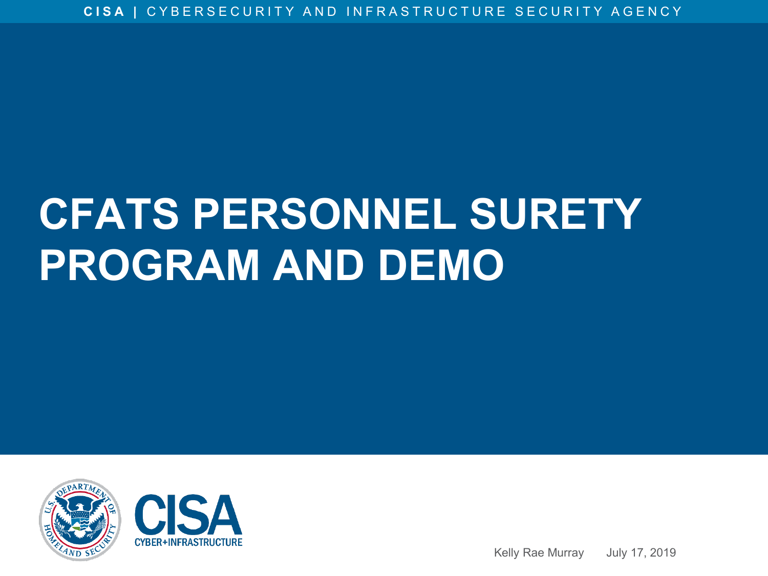# CFATS PERSONNEL SURETY PROGRAM AND DEMO

Kelly Rae Murray July 17, 2019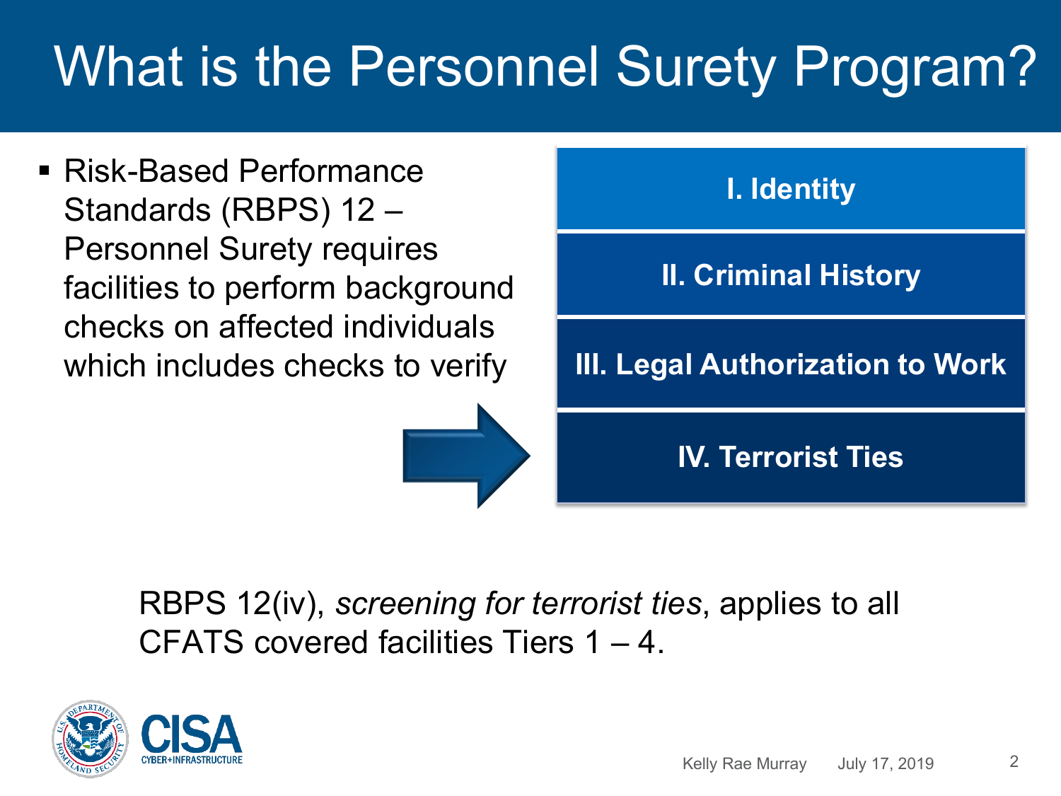# What is the Personnel Surety Program?

- Risk-Based Performance Standards (RBPS) 12 – Personnel Surety requires facilities to perform background checks on affected individuals which includes checks to verify

  - **I. Identity**
  - **II. Criminal History**
  - **III. Legal Authorization to Work**
  - **IV. Terrorist Ties**

RBPS 12(iv), *screening for terrorist ties*, applies to all CFATS covered facilities Tiers 1 – 4.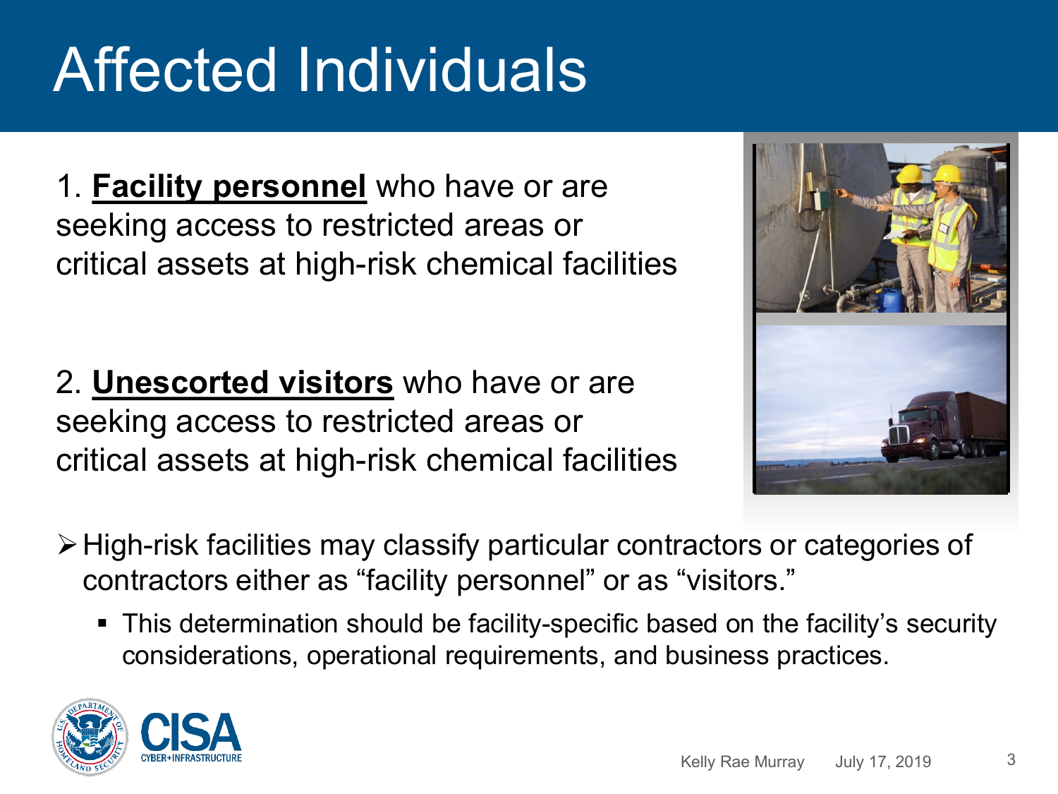# Affected Individuals

1. **<u>Facility personnel</u>** who have or are seeking access to restricted areas or critical assets at high-risk chemical facilities

2. **<u>Unescorted visitors</u>** who have or are seeking access to restricted areas or critical assets at high-risk chemical facilities

- High-risk facilities may classify particular contractors or categories of contractors either as "facility personnel" or as "visitors."
  - This determination should be facility-specific based on the facility's security considerations, operational requirements, and business practices.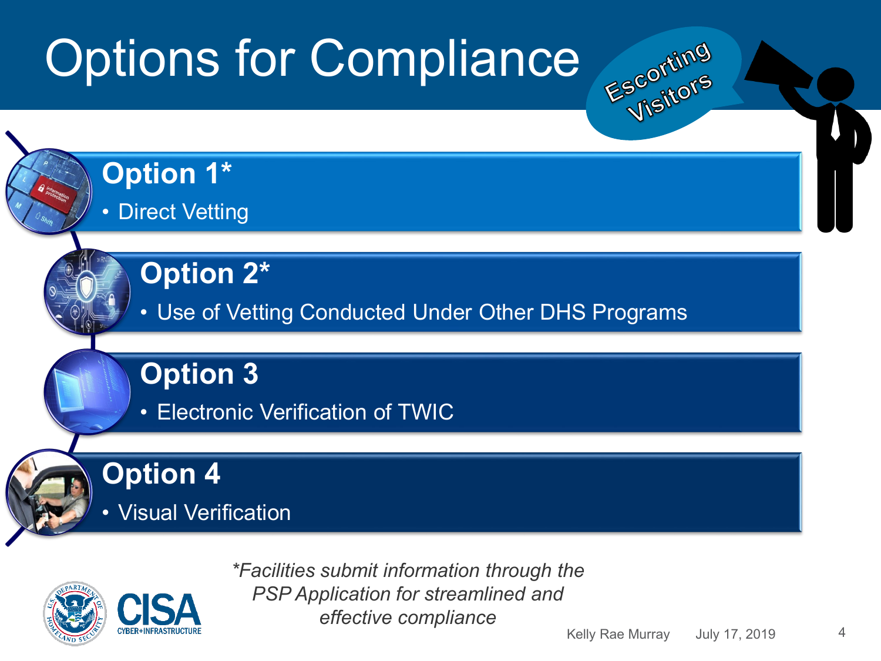# Options for Compliance

Escorting Visitors

## Option 1*

- Direct Vetting

## Option 2*

- Use of Vetting Conducted Under Other DHS Programs

## Option 3

- Electronic Verification of TWIC

## Option 4

- Visual Verification

*\*Facilities submit information through the PSP Application for streamlined and effective compliance*

Kelly Rae Murray July 17, 2019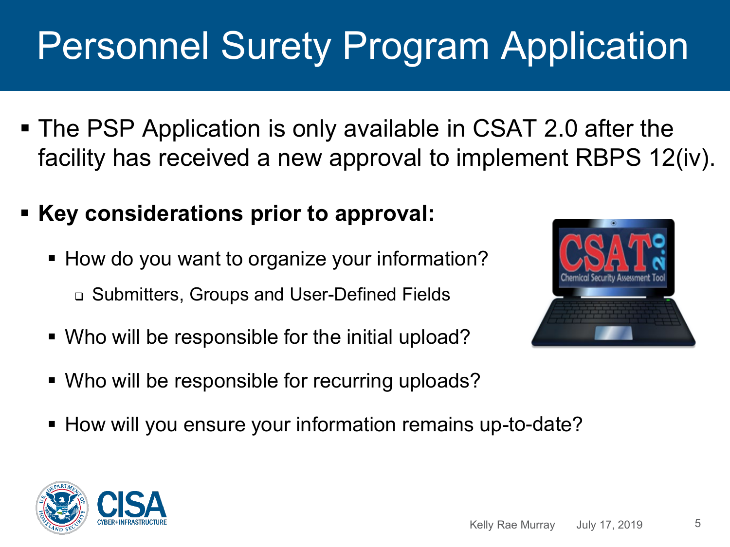# Personnel Surety Program Application

- The PSP Application is only available in CSAT 2.0 after the facility has received a new approval to implement RBPS 12(iv).
- **Key considerations prior to approval:**
  - How do you want to organize your information?
    - Submitters, Groups and User-Defined Fields
  - Who will be responsible for the initial upload?
  - Who will be responsible for recurring uploads?
  - How will you ensure your information remains up-to-date?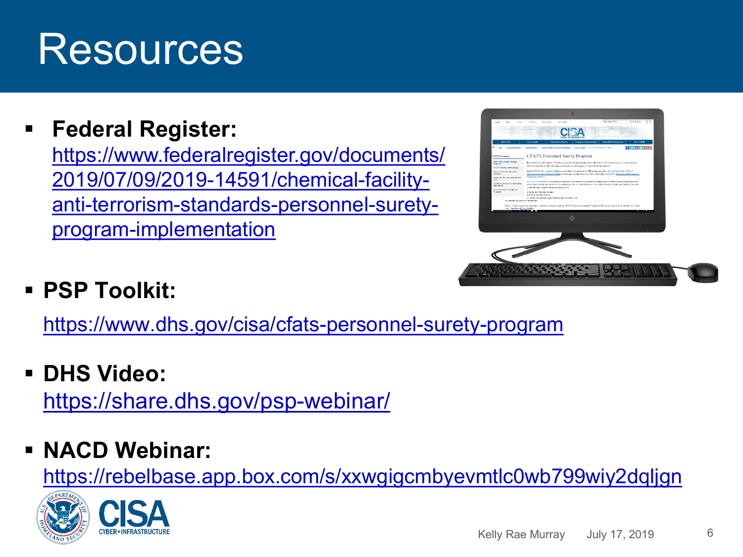# Resources

- **Federal Register:** https://www.federalregister.gov/documents/2019/07/09/2019-14591/chemical-facility-anti-terrorism-standards-personnel-surety-program-implementation

- **PSP Toolkit:** https://www.dhs.gov/cisa/cfats-personnel-surety-program

- **DHS Video:** https://share.dhs.gov/psp-webinar/

- **NACD Webinar:** https://rebelbase.app.box.com/s/xxwgigcmbyevmtlc0wb799wiy2dqljgn

Kelly Rae Murray July 17, 2019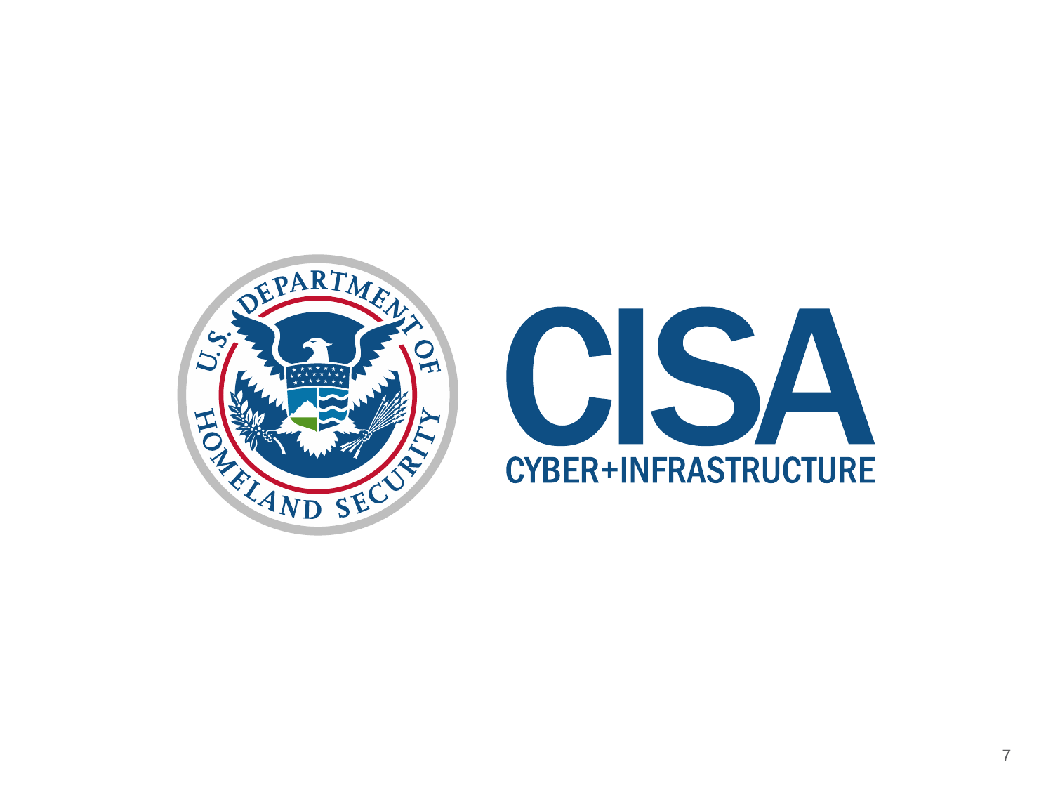CISA

CYBER+INFRASTRUCTURE